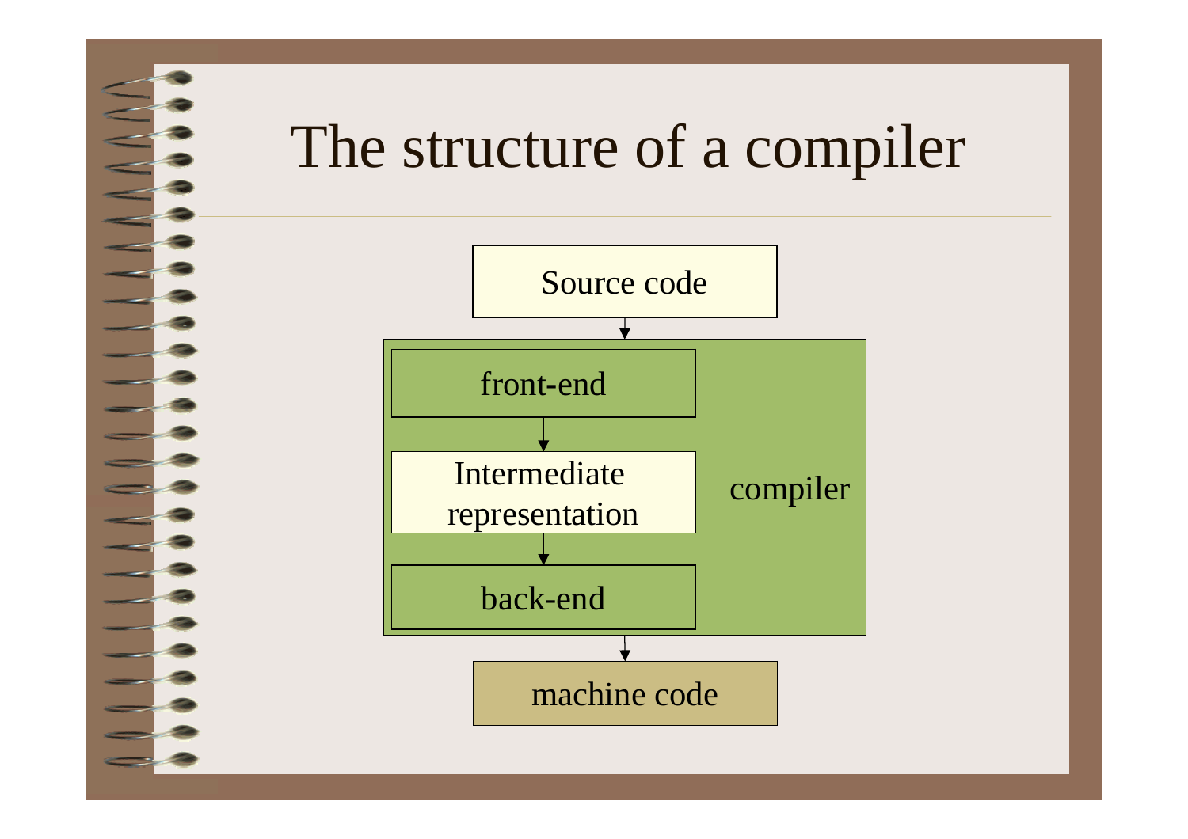# The structure of a compiler

Source code

front-end

Intermediate representation

back-end

compiler

machine code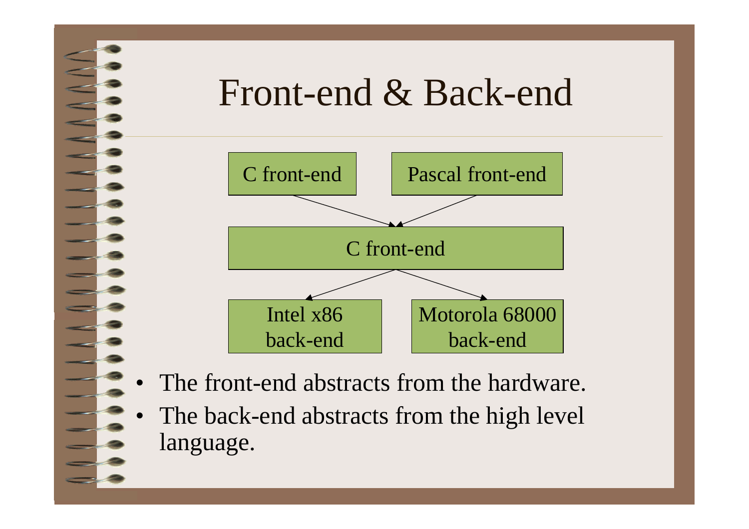# Front-end & Back-end

C front-end | Pascal front-end

C front-end

Intel x86 back-end | Motorola 68000 back-end

- The front-end abstracts from the hardware.
- The back-end abstracts from the high level language.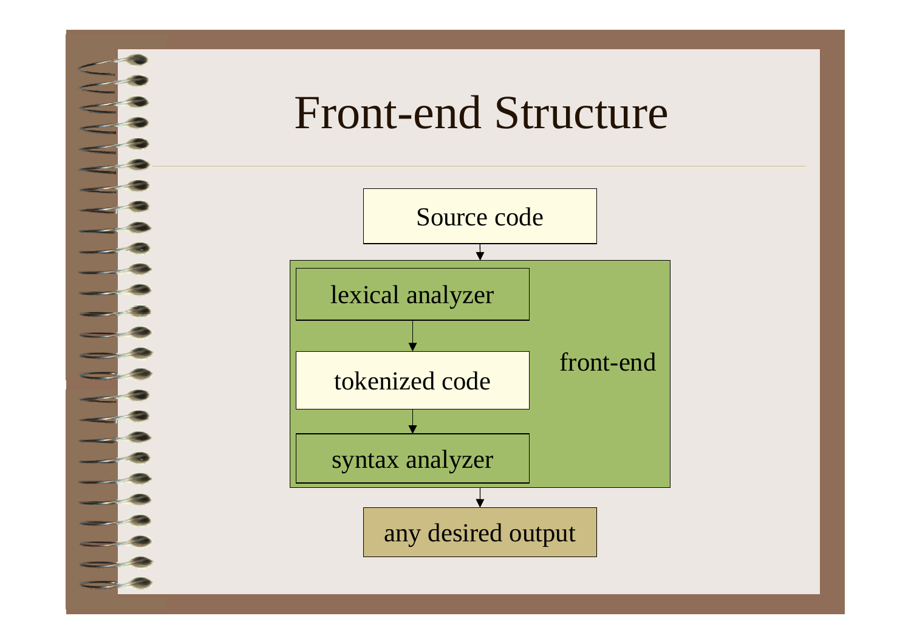# Front-end Structure

Source code

front-end

lexical analyzer

tokenized code

syntax analyzer

any desired output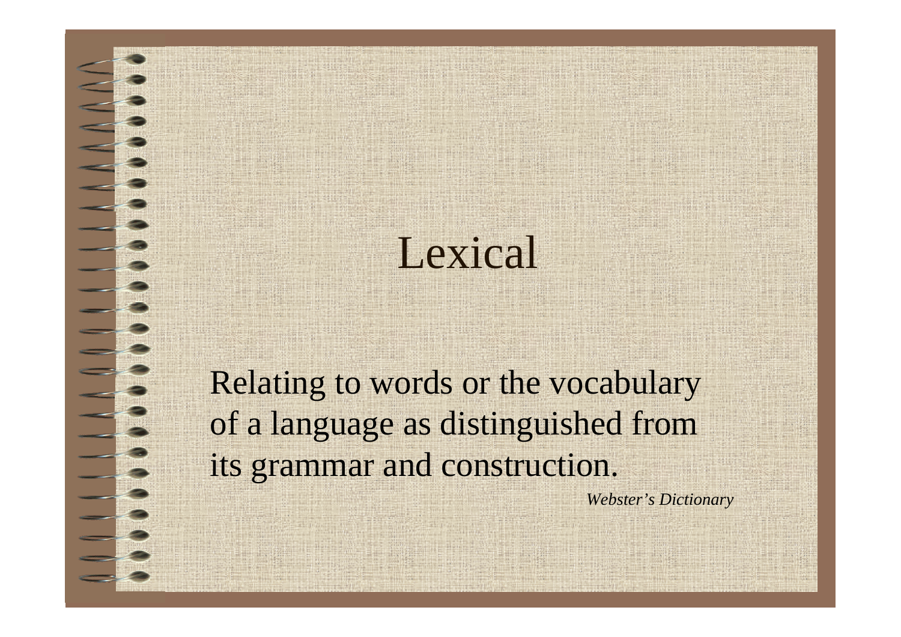# Lexical

Relating to words or the vocabulary of a language as distinguished from its grammar and construction.

*Webster's Dictionary*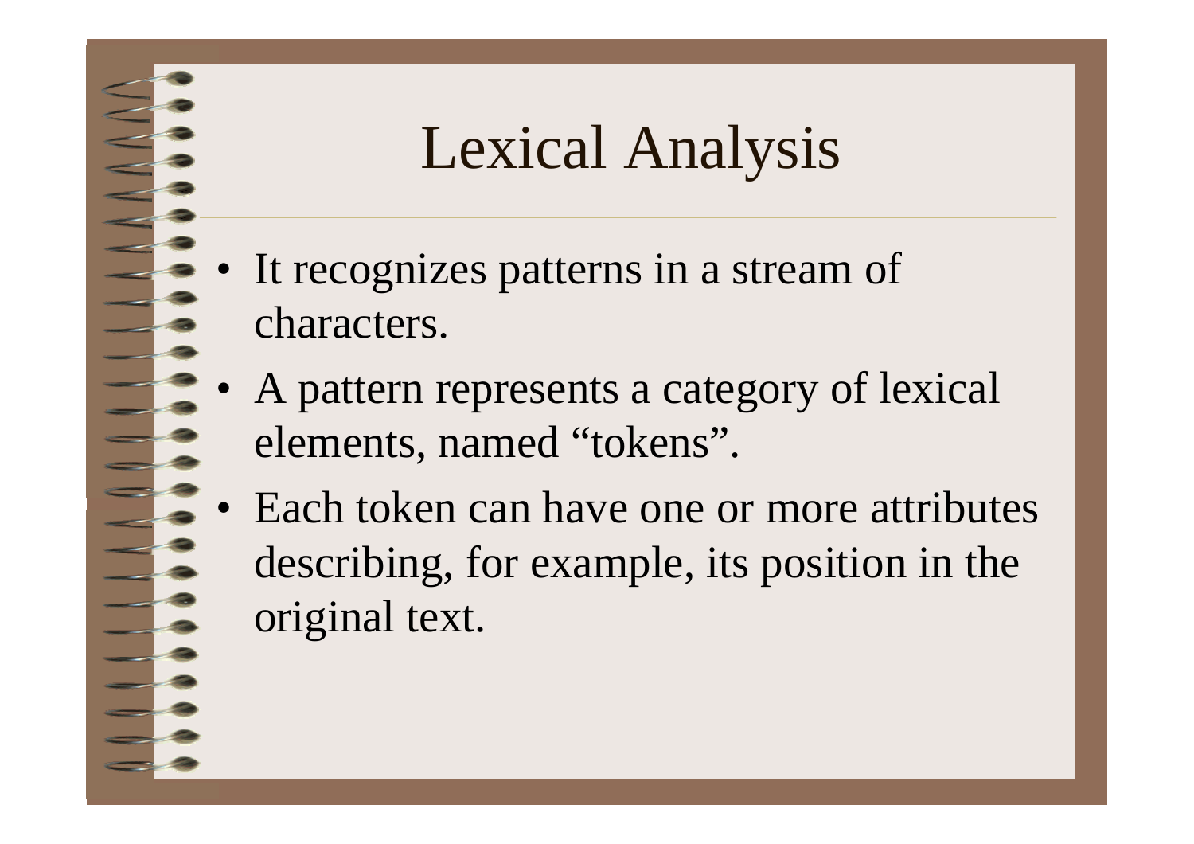# Lexical Analysis

- It recognizes patterns in a stream of characters.
- A pattern represents a category of lexical elements, named "tokens".
- Each token can have one or more attributes describing, for example, its position in the original text.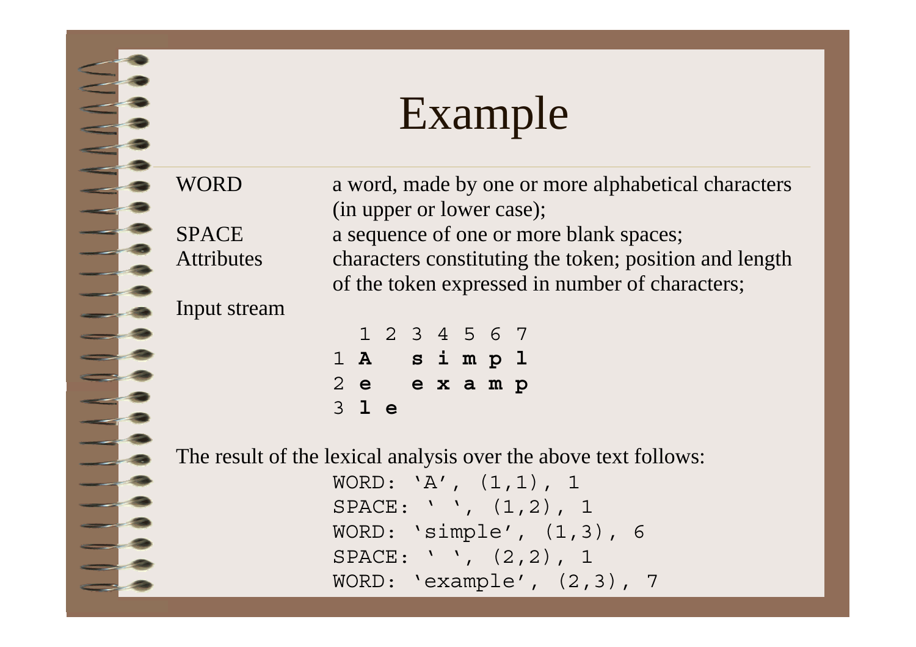# Example

WORD: a word, made by one or more alphabetical characters (in upper or lower case);

SPACE: a sequence of one or more blank spaces;

Attributes: characters constituting the token; position and length of the token expressed in number of characters;

Input stream

```
  1 2 3 4 5 6 7
1 A   s i m p l
2 e   e x a m p
3 l e
```

The result of the lexical analysis over the above text follows:

```
WORD: 'A', (1,1), 1
SPACE: ' ', (1,2), 1
WORD: 'simple', (1,3), 6
SPACE: ' ', (2,2), 1
WORD: 'example', (2,3), 7
```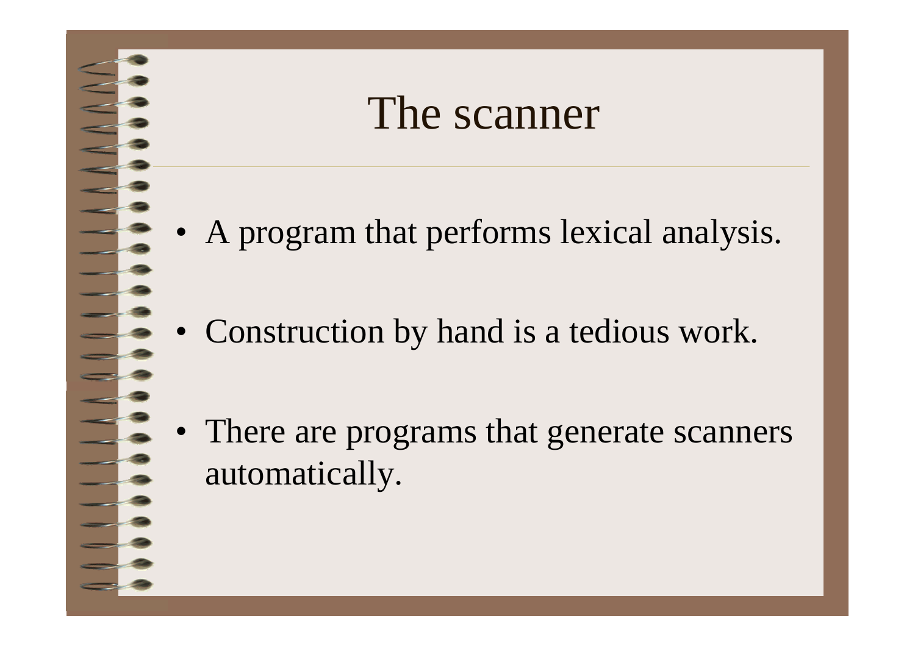# The scanner

- A program that performs lexical analysis.
- Construction by hand is a tedious work.
- There are programs that generate scanners automatically.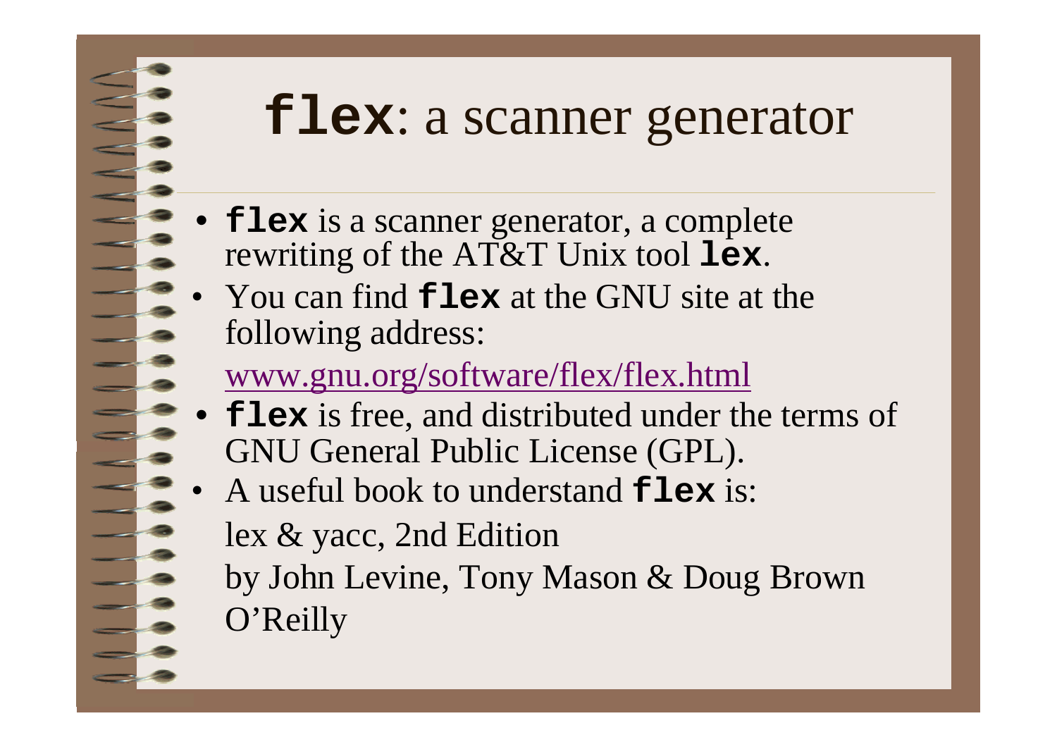# `flex`: a scanner generator

- **`flex`** is a scanner generator, a complete rewriting of the AT&T Unix tool **`lex`**.
- You can find **`flex`** at the GNU site at the following address:

  www.gnu.org/software/flex/flex.html
- **`flex`** is free, and distributed under the terms of GNU General Public License (GPL).
- A useful book to understand **`flex`** is:

  lex & yacc, 2nd Edition

  by John Levine, Tony Mason & Doug Brown

  O'Reilly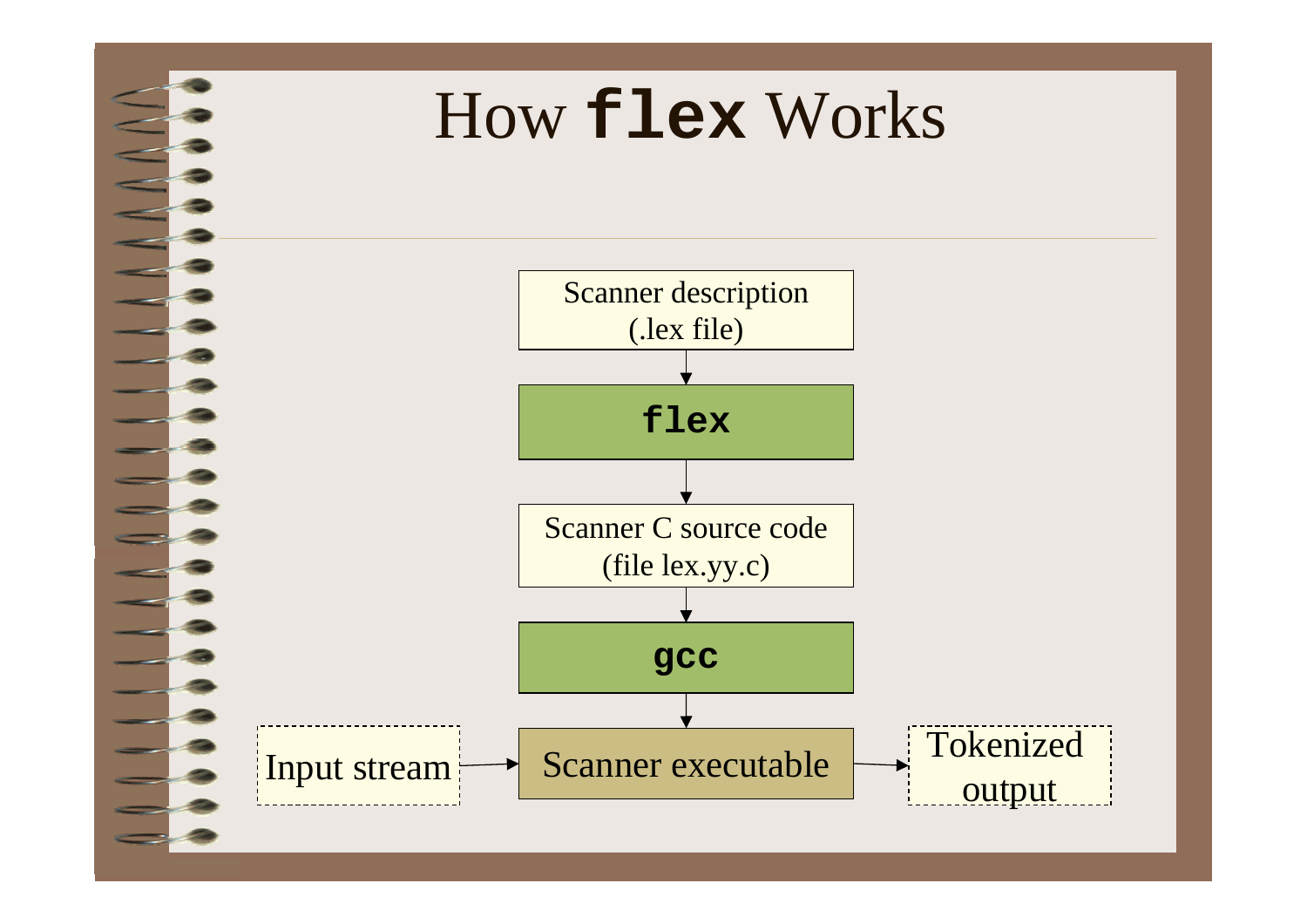# How `flex` Works

Scanner description (.lex file)

↓

**`flex`**

↓

Scanner C source code (file lex.yy.c)

↓

**`gcc`**

↓

Input stream → Scanner executable → Tokenized output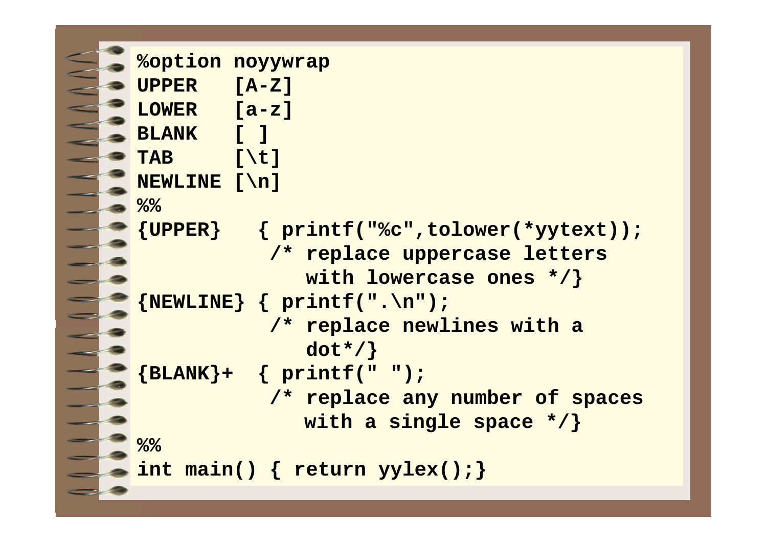```
%option noyywrap
UPPER   [A-Z]
LOWER   [a-z]
BLANK   [ ]
TAB     [\t]
NEWLINE [\n]
%%
{UPPER}   { printf("%c",tolower(*yytext));
           /* replace uppercase letters
              with lowercase ones */}
{NEWLINE} { printf(".\n");
           /* replace newlines with a
              dot*/}
{BLANK}+  { printf(" ");
           /* replace any number of spaces
              with a single space */}
%%
int main() { return yylex();}
```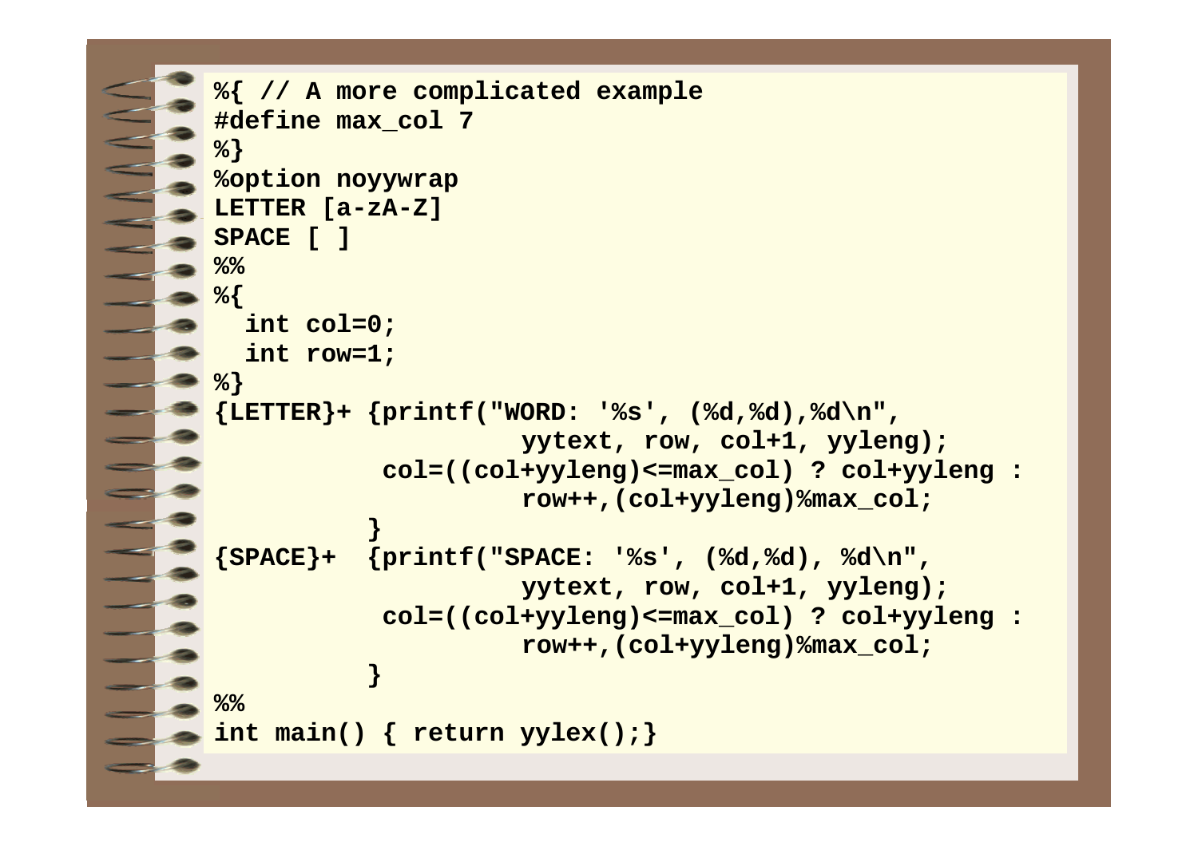```
%{ // A more complicated example
#define max_col 7
%}
%option noyywrap
LETTER [a-zA-Z]
SPACE [ ]
%%
%{
  int col=0;
  int row=1;
%}
{LETTER}+ {printf("WORD: '%s', (%d,%d),%d\n",
                    yytext, row, col+1, yyleng);
           col=((col+yyleng)<=max_col) ? col+yyleng :
                    row++,(col+yyleng)%max_col;
          }
{SPACE}+  {printf("SPACE: '%s', (%d,%d), %d\n",
                    yytext, row, col+1, yyleng);
           col=((col+yyleng)<=max_col) ? col+yyleng :
                    row++,(col+yyleng)%max_col;
          }
%%
int main() { return yylex();}
```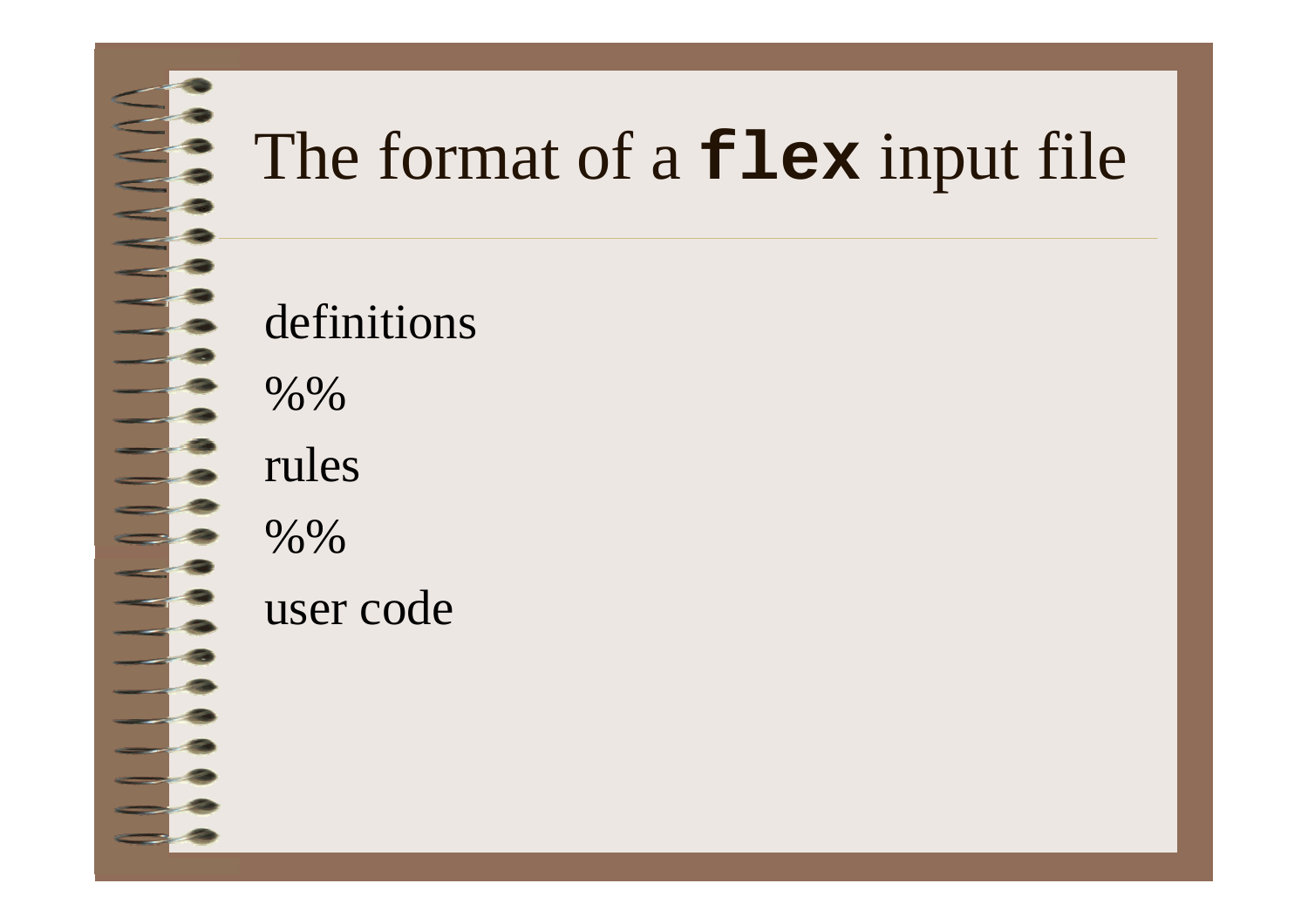# The format of a `flex` input file

definitions

%%

rules

%%

user code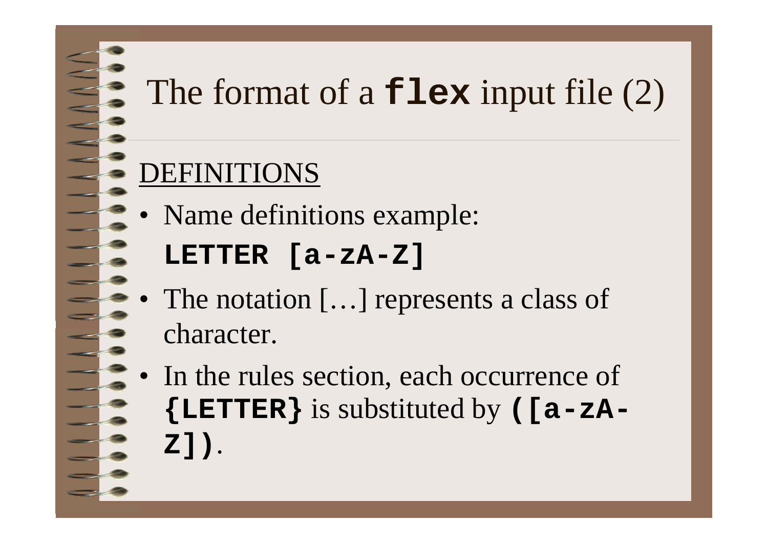# The format of a **`flex`** input file (2)

DEFINITIONS

- Name definitions example:

```
LETTER [a-zA-Z]
```

- The notation […] represents a class of character.
- In the rules section, each occurrence of **`{LETTER}`** is substituted by **`([a-zA-Z])`**.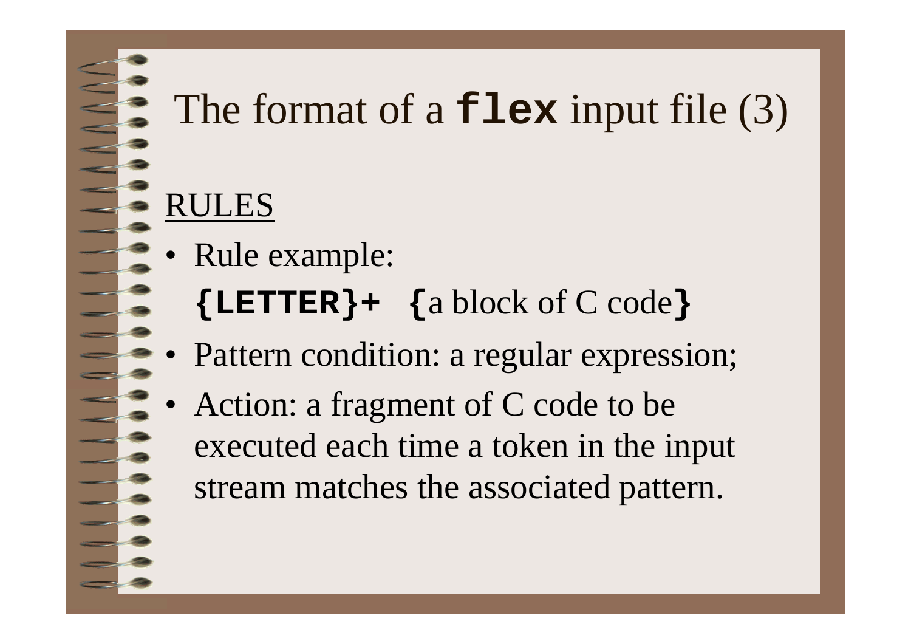# The format of a **`flex`** input file (3)

<u>RULES</u>

- Rule example:

  **`{LETTER}+  {`**a block of C code**`}`**

- Pattern condition: a regular expression;
- Action: a fragment of C code to be executed each time a token in the input stream matches the associated pattern.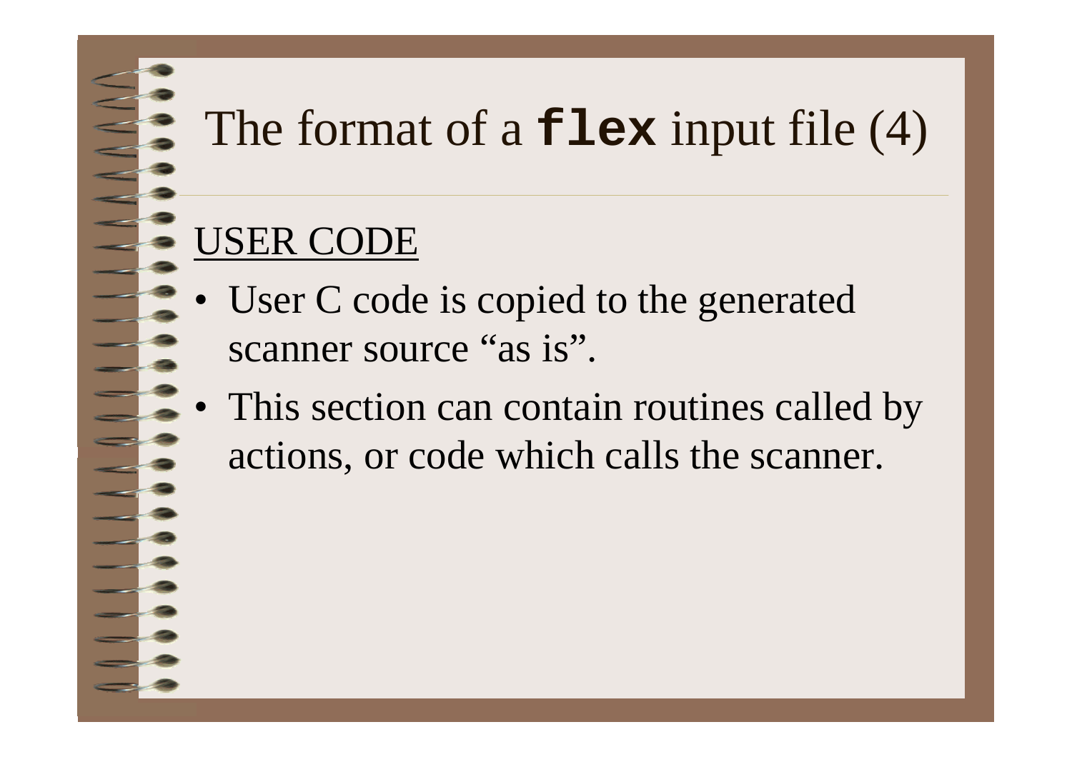# The format of a **`flex`** input file (4)

<u>USER CODE</u>

- User C code is copied to the generated scanner source "as is".
- This section can contain routines called by actions, or code which calls the scanner.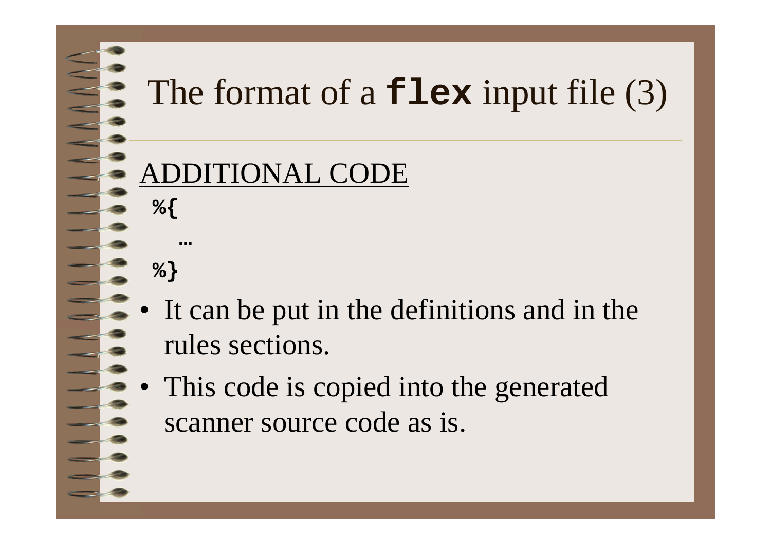# The format of a **`flex`** input file (3)

<u>ADDITIONAL CODE</u>

```
%{
   …
%}
```

- It can be put in the definitions and in the rules sections.
- This code is copied into the generated scanner source code as is.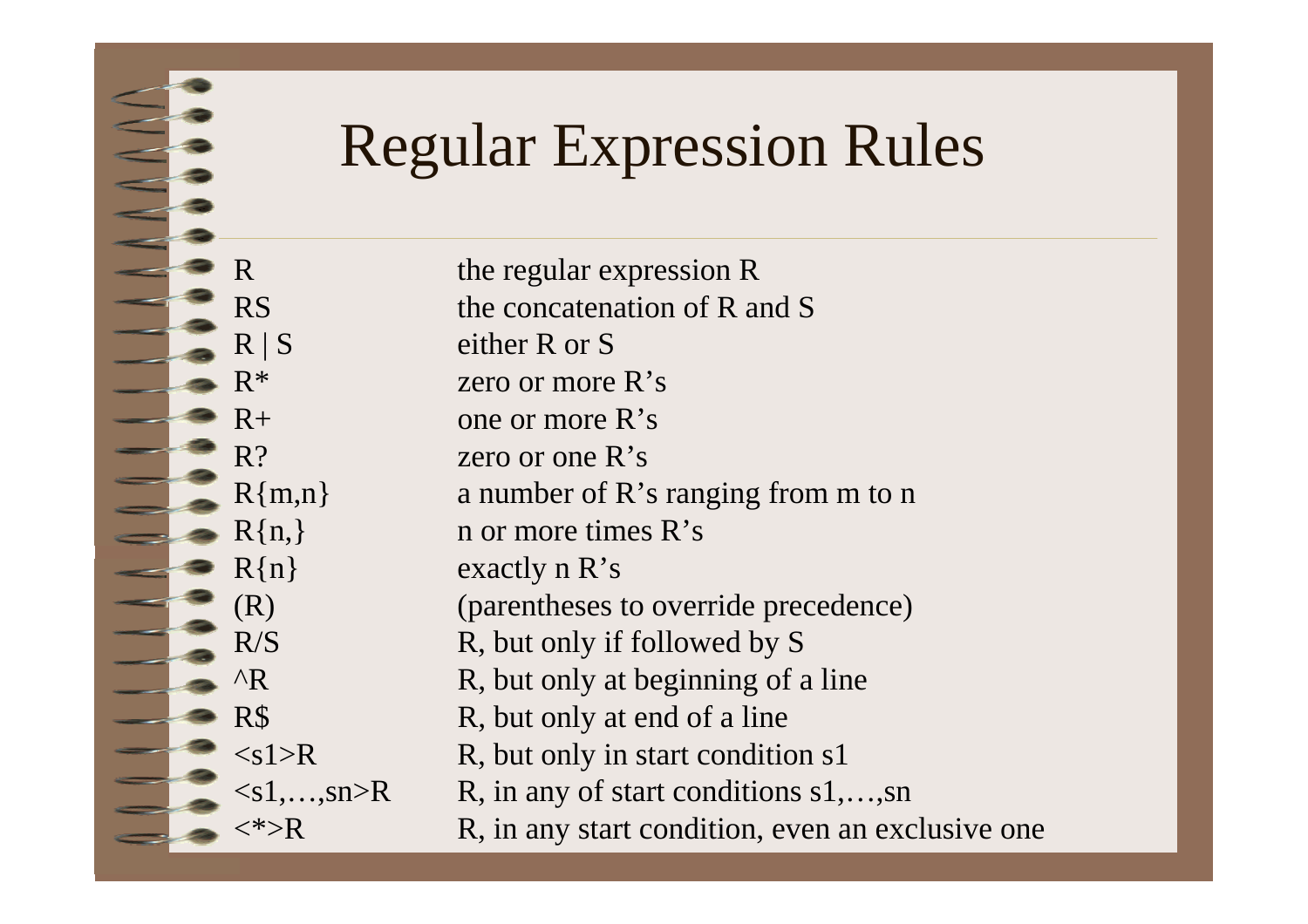# Regular Expression Rules

| | |
|---|---|
| R | the regular expression R |
| RS | the concatenation of R and S |
| R \| S | either R or S |
| R* | zero or more R’s |
| R+ | one or more R’s |
| R? | zero or one R’s |
| R{m,n} | a number of R’s ranging from m to n |
| R{n,} | n or more times R’s |
| R{n} | exactly n R’s |
| (R) | (parentheses to override precedence) |
| R/S | R, but only if followed by S |
| ^R | R, but only at beginning of a line |
| R$ | R, but only at end of a line |
| <s1>R | R, but only in start condition s1 |
| <s1,…,sn>R | R, in any of start conditions s1,…,sn |
| <*>R | R, in any start condition, even an exclusive one |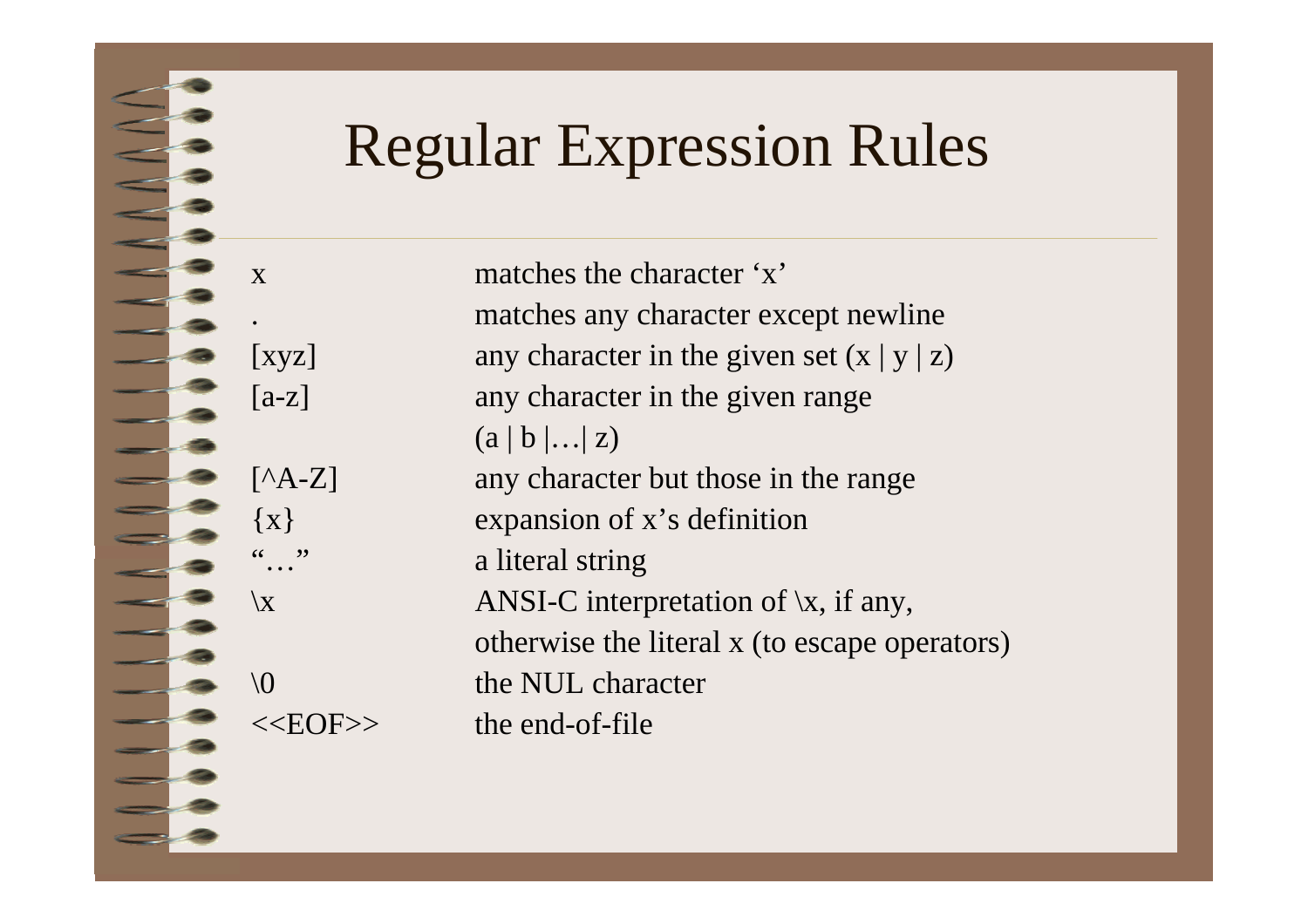# Regular Expression Rules

| | |
|---|---|
| x | matches the character 'x' |
| . | matches any character except newline |
| [xyz] | any character in the given set (x \| y \| z) |
| [a-z] | any character in the given range (a \| b \|…\| z) |
| [^A-Z] | any character but those in the range |
| {x} | expansion of x's definition |
| "…" | a literal string |
| \x | ANSI-C interpretation of \x, if any, otherwise the literal x (to escape operators) |
| \0 | the NUL character |
| <<EOF>> | the end-of-file |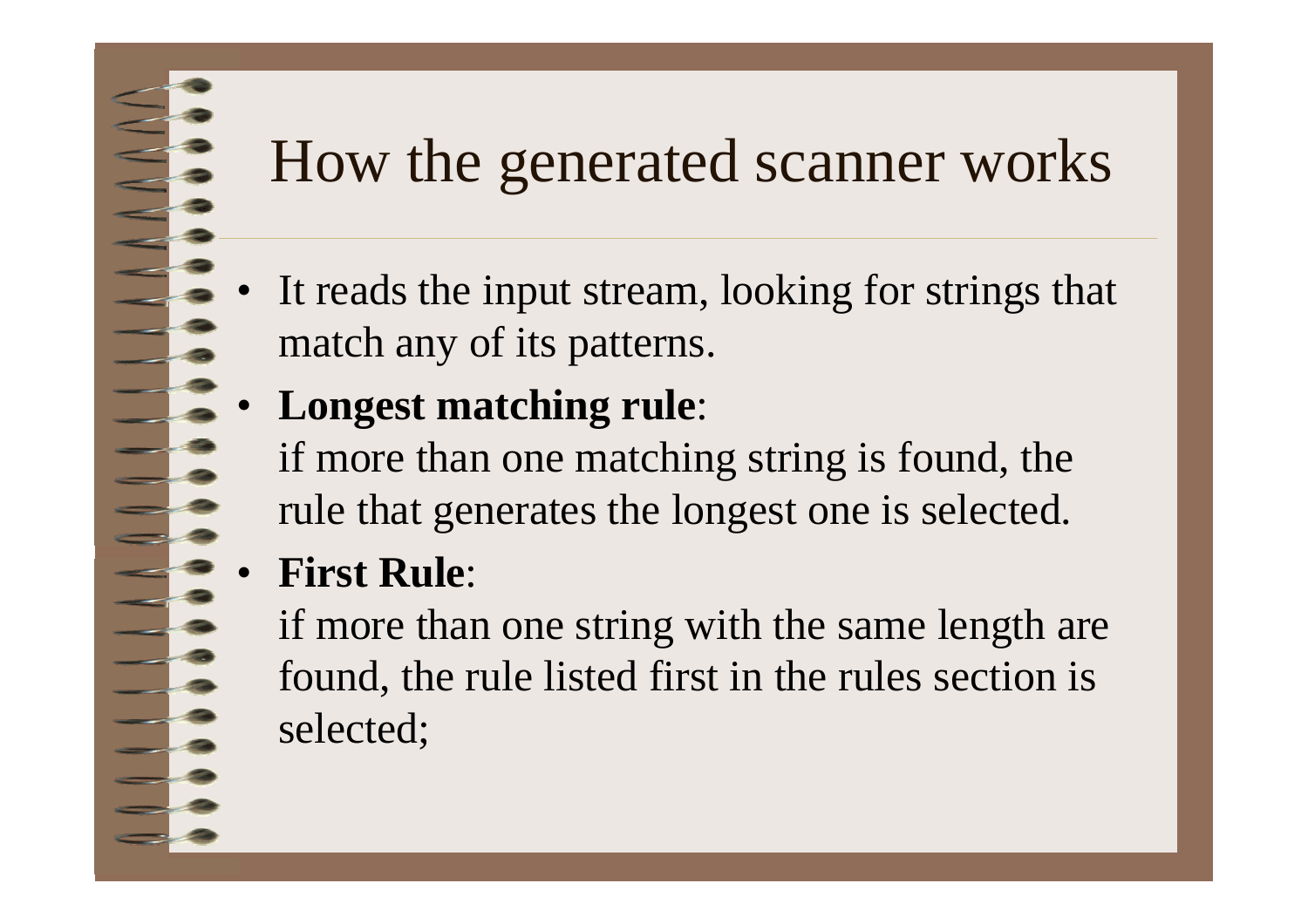# How the generated scanner works

- It reads the input stream, looking for strings that match any of its patterns.
- **Longest matching rule**:
  if more than one matching string is found, the rule that generates the longest one is selected.
- **First Rule**:
  if more than one string with the same length are found, the rule listed first in the rules section is selected;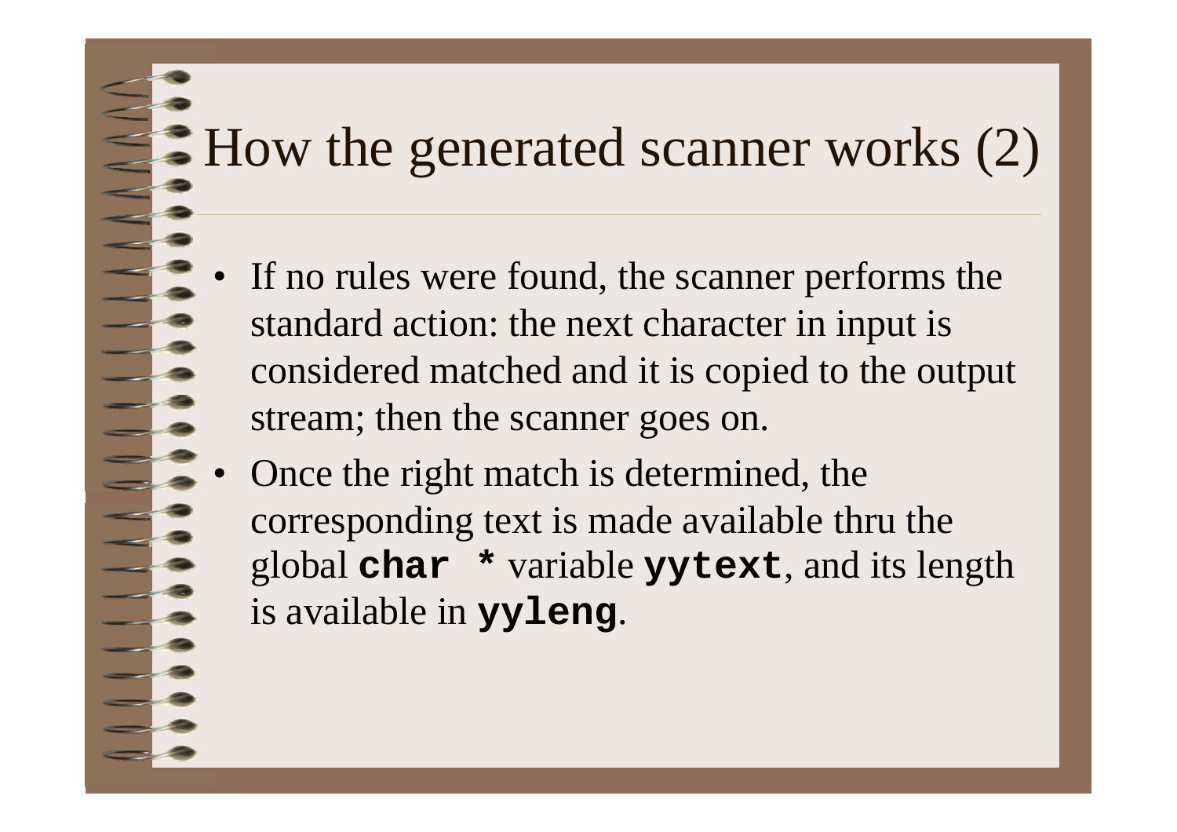# How the generated scanner works (2)

- If no rules were found, the scanner performs the standard action: the next character in input is considered matched and it is copied to the output stream; then the scanner goes on.
- Once the right match is determined, the corresponding text is made available thru the global **`char *`** variable **`yytext`**, and its length is available in **`yyleng`**.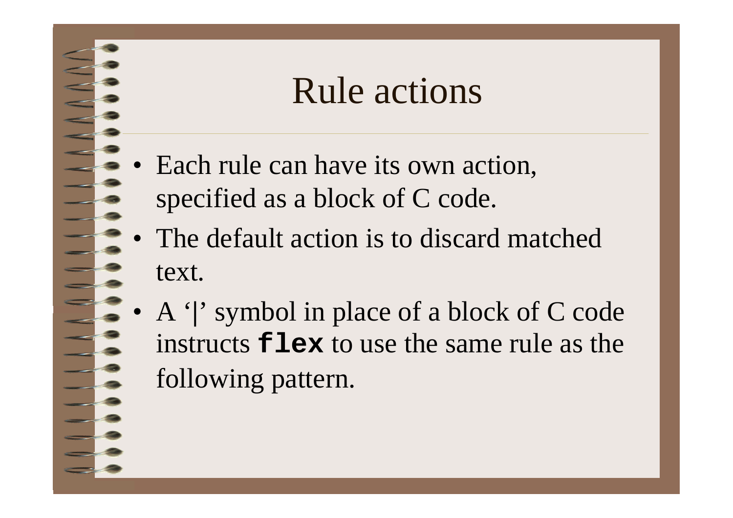# Rule actions

- Each rule can have its own action, specified as a block of C code.
- The default action is to discard matched text.
- A ‘|’ symbol in place of a block of C code instructs **`flex`** to use the same rule as the following pattern.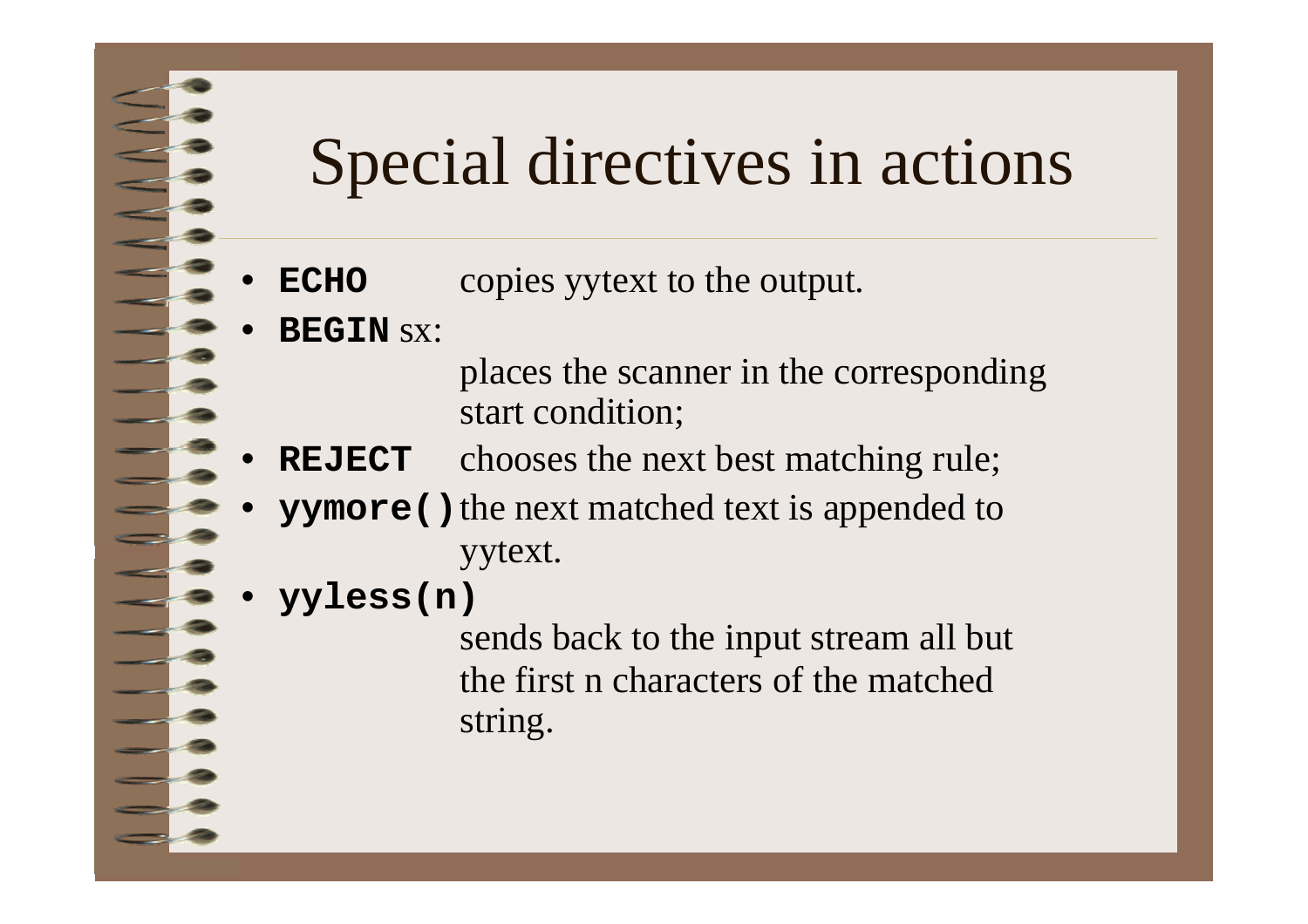# Special directives in actions

- **`ECHO`** copies yytext to the output.
- **`BEGIN`** sx:
  places the scanner in the corresponding start condition;
- **`REJECT`** chooses the next best matching rule;
- **`yymore()`** the next matched text is appended to yytext.
- **`yyless(n)`**
  sends back to the input stream all but the first n characters of the matched string.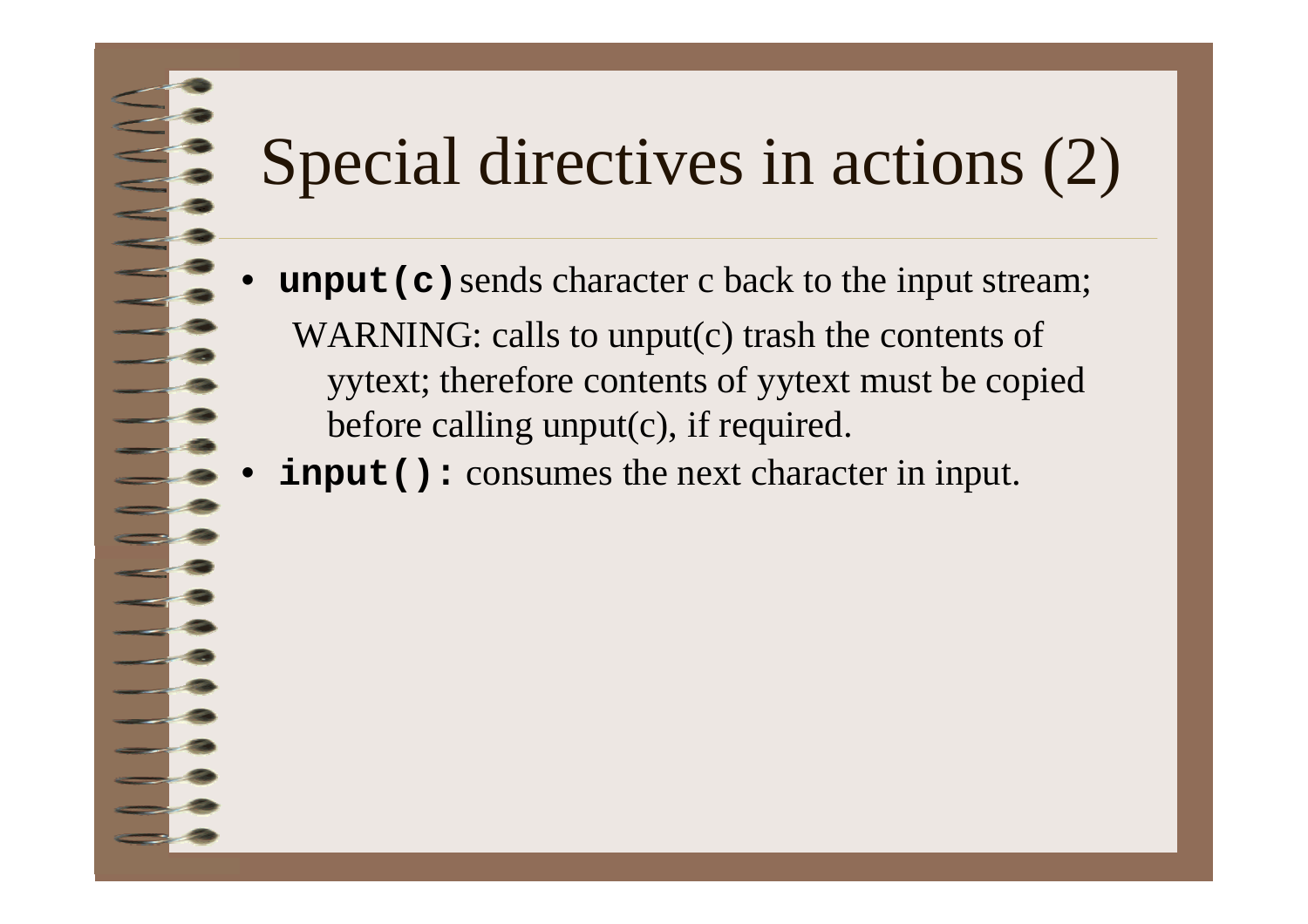# Special directives in actions (2)

- **`unput(c)`** sends character c back to the input stream;

  WARNING: calls to unput(c) trash the contents of yytext; therefore contents of yytext must be copied before calling unput(c), if required.

- **`input():`** consumes the next character in input.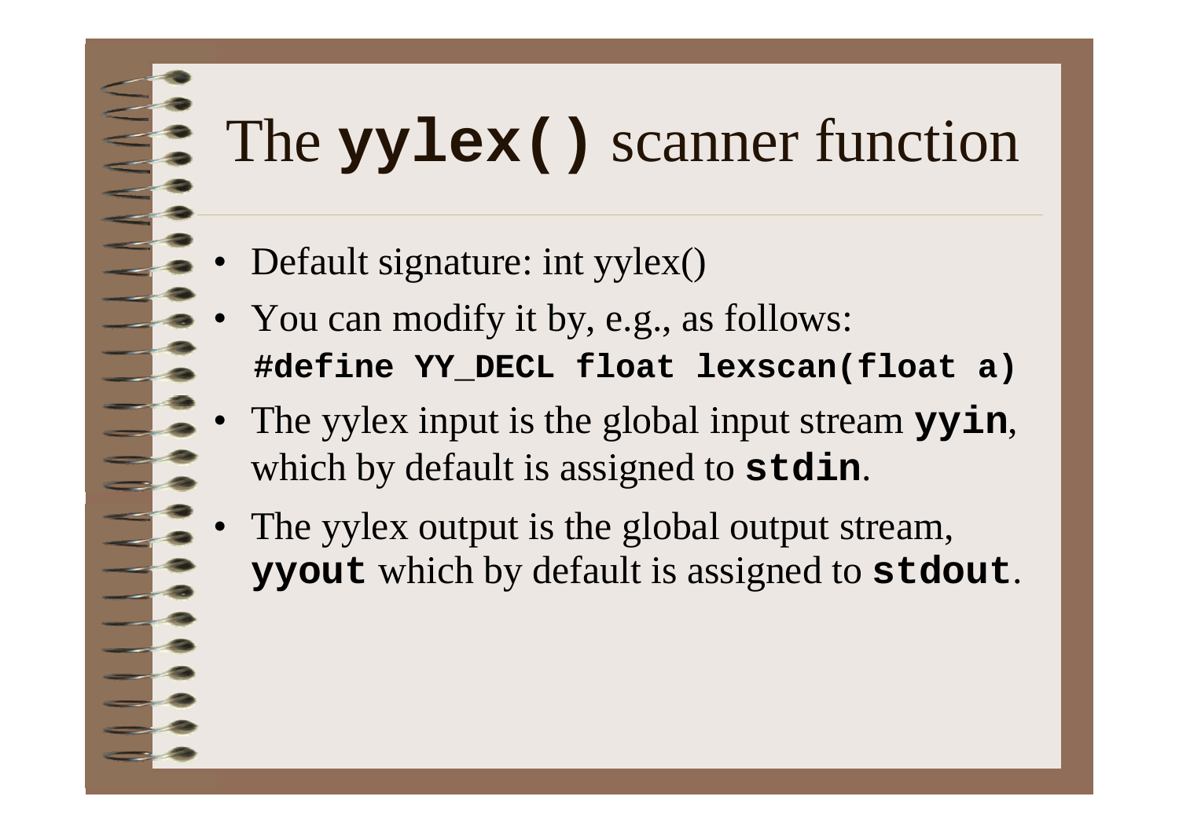# The `yylex()` scanner function

- Default signature: int yylex()
- You can modify it by, e.g., as follows:

```
#define YY_DECL float lexscan(float a)
```

- The yylex input is the global input stream **`yyin`**, which by default is assigned to **`stdin`**.
- The yylex output is the global output stream, **`yyout`** which by default is assigned to **`stdout`**.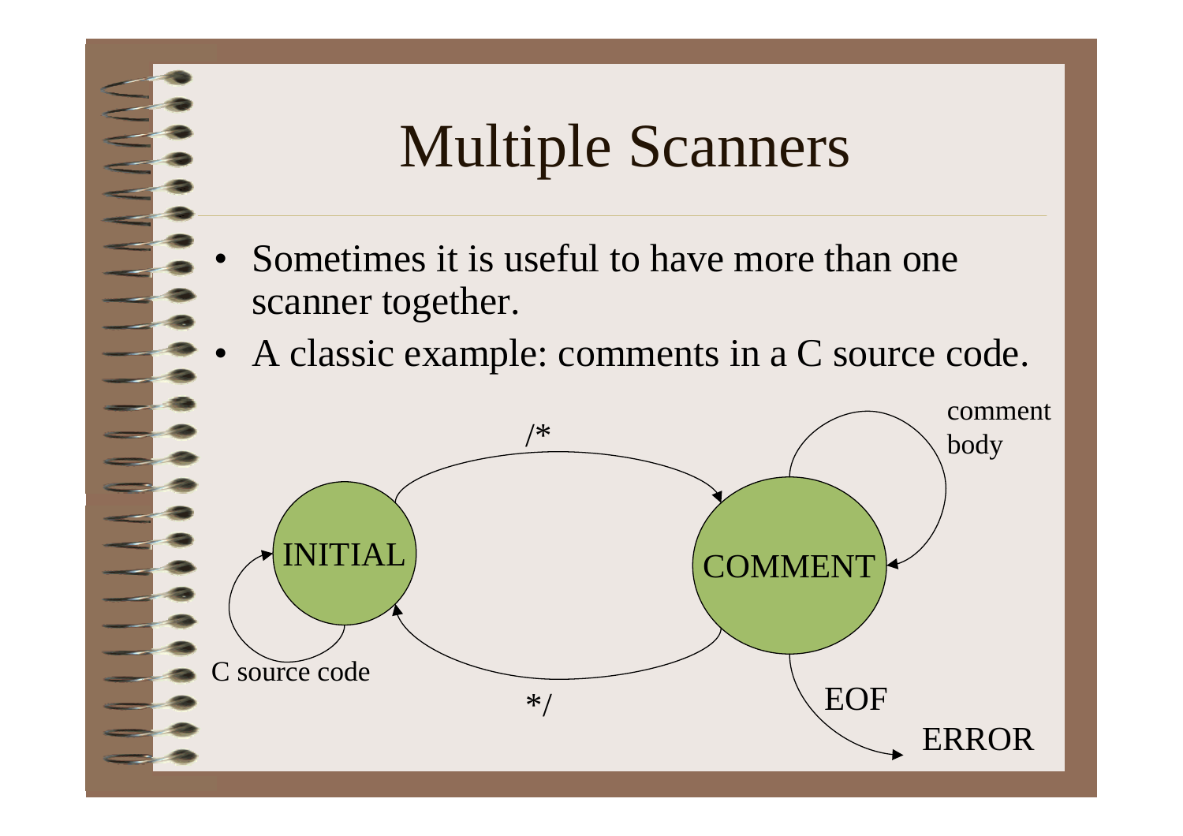# Multiple Scanners

- Sometimes it is useful to have more than one scanner together.
- A classic example: comments in a C source code.

INITIAL

COMMENT

/*

*/

C source code

comment body

EOF

ERROR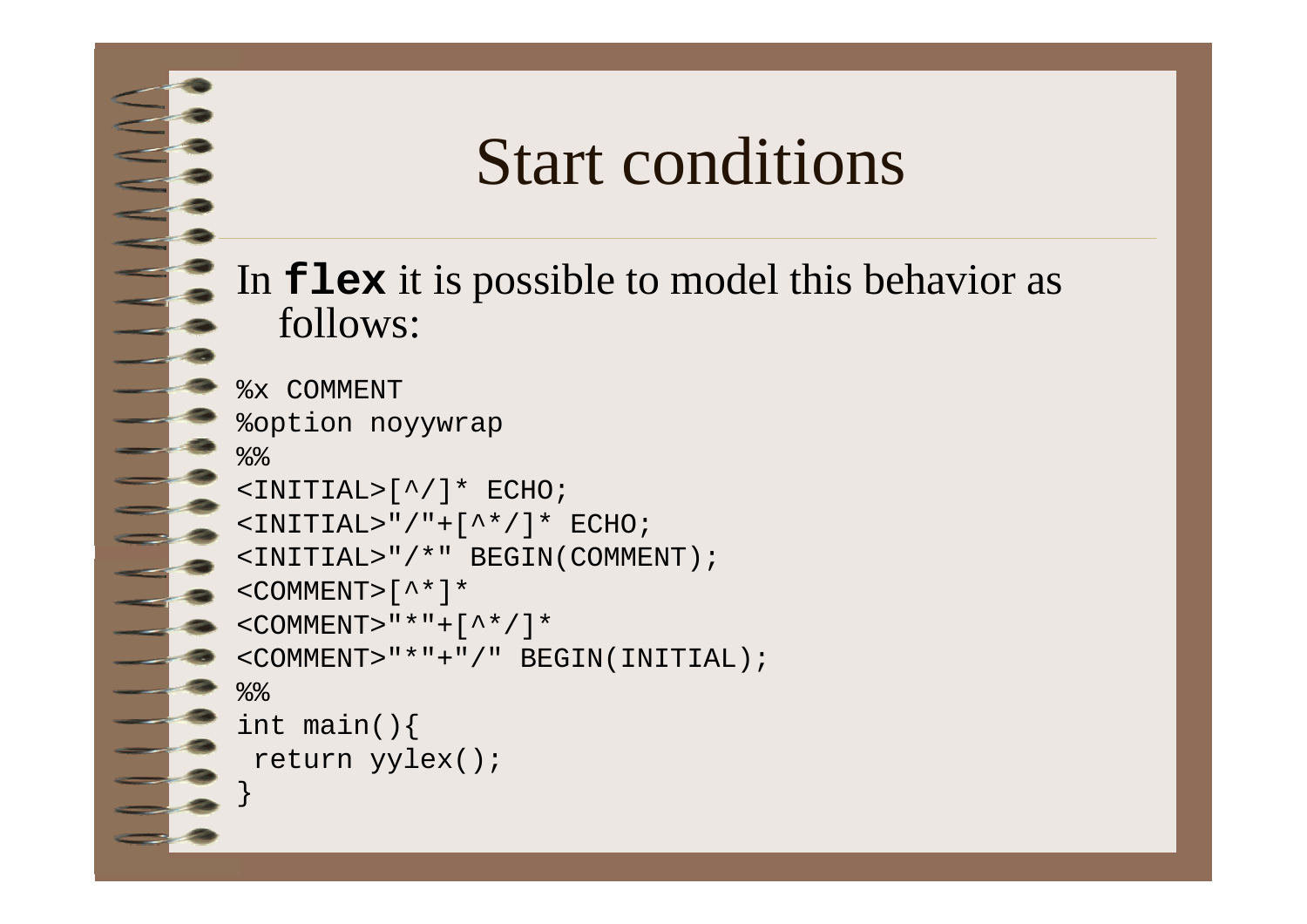# Start conditions

In **flex** it is possible to model this behavior as follows:

```
%x COMMENT
%option noyywrap
%%
<INITIAL>[^/]* ECHO;
<INITIAL>"/"+[^*/]* ECHO;
<INITIAL>"/*" BEGIN(COMMENT);
<COMMENT>[^*]*
<COMMENT>"*"+[^*/]*
<COMMENT>"*"+"/" BEGIN(INITIAL);
%%
int main(){
 return yylex();
}
```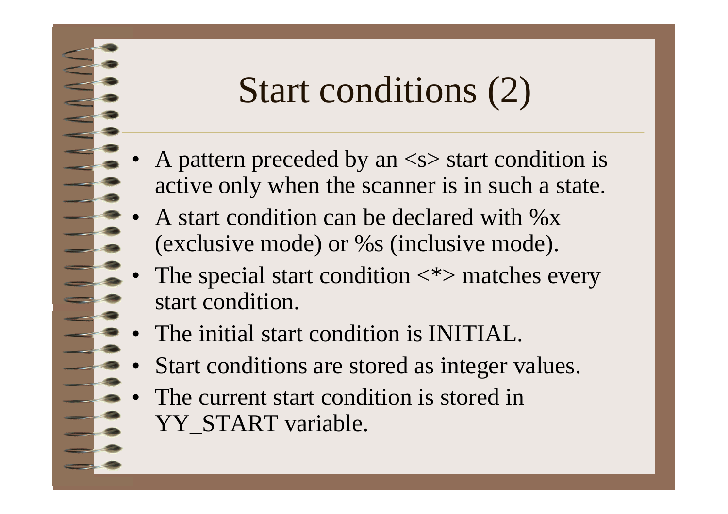# Start conditions (2)

- A pattern preceded by an <s> start condition is active only when the scanner is in such a state.
- A start condition can be declared with %x (exclusive mode) or %s (inclusive mode).
- The special start condition <*> matches every start condition.
- The initial start condition is INITIAL.
- Start conditions are stored as integer values.
- The current start condition is stored in YY_START variable.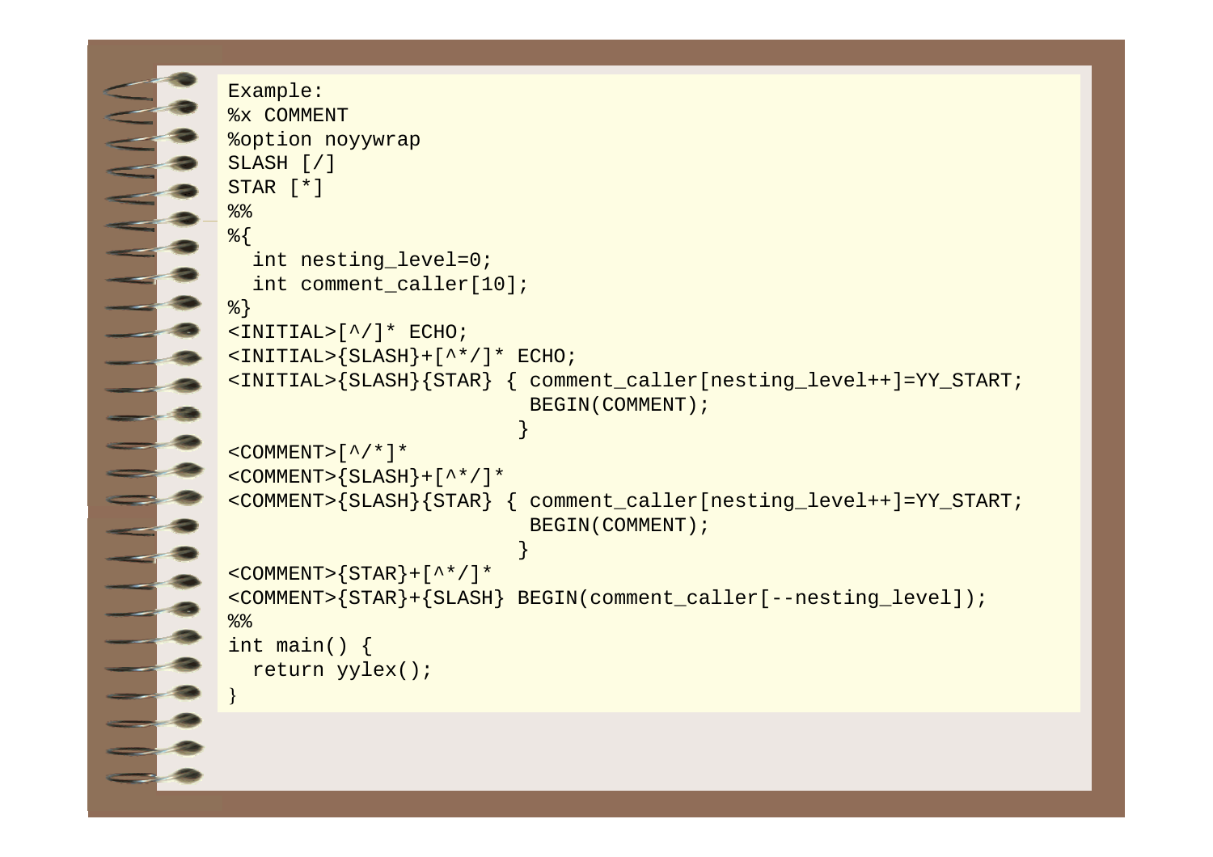Example:

```
%x COMMENT
%option noyywrap
SLASH [/]
STAR [*]
%%
%{
  int nesting_level=0;
  int comment_caller[10];
%}
<INITIAL>[^/]* ECHO;
<INITIAL>{SLASH}+[^*/]* ECHO;
<INITIAL>{SLASH}{STAR} { comment_caller[nesting_level++]=YY_START;
                         BEGIN(COMMENT);
                        }
<COMMENT>[^/*]*
<COMMENT>{SLASH}+[^*/]*
<COMMENT>{SLASH}{STAR} { comment_caller[nesting_level++]=YY_START;
                         BEGIN(COMMENT);
                        }
<COMMENT>{STAR}+[^*/]*
<COMMENT>{STAR}+{SLASH} BEGIN(comment_caller[--nesting_level]);
%%
int main() {
  return yylex();
}
```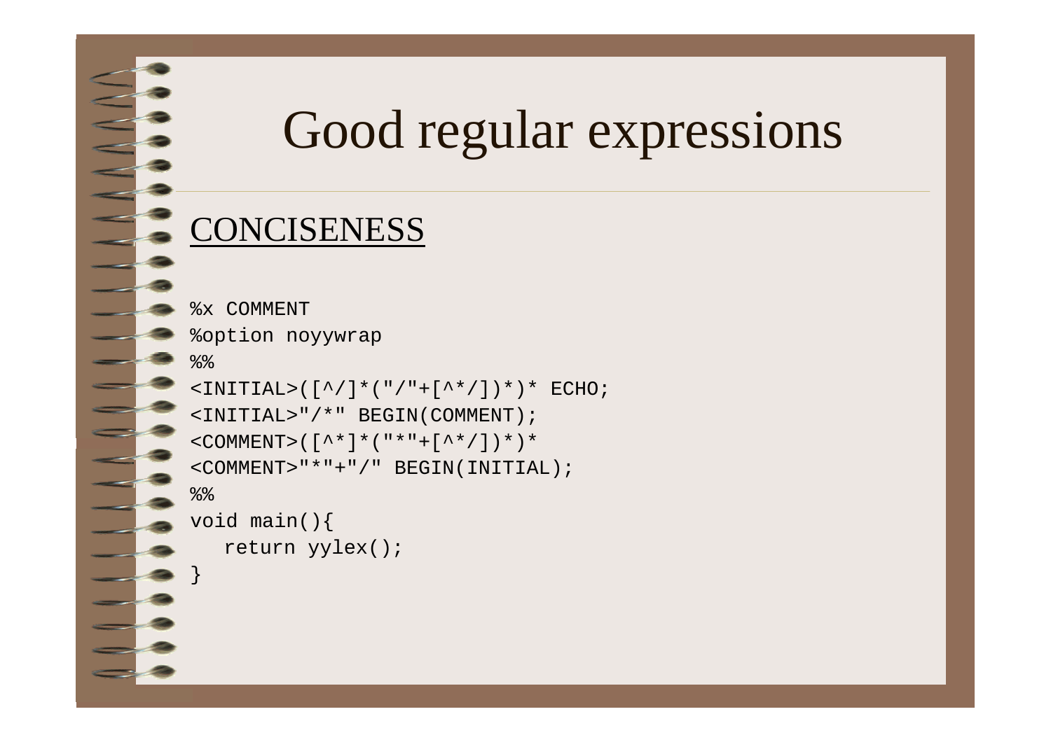# Good regular expressions

<u>CONCISENESS</u>

```
%x COMMENT
%option noyywrap
%%
<INITIAL>([^/]*("/"+[^*/])*)* ECHO;
<INITIAL>"/*" BEGIN(COMMENT);
<COMMENT>([^*]*("*"+[^*/])*)*
<COMMENT>"*"+"/" BEGIN(INITIAL);
%%
void main(){
   return yylex();
}
```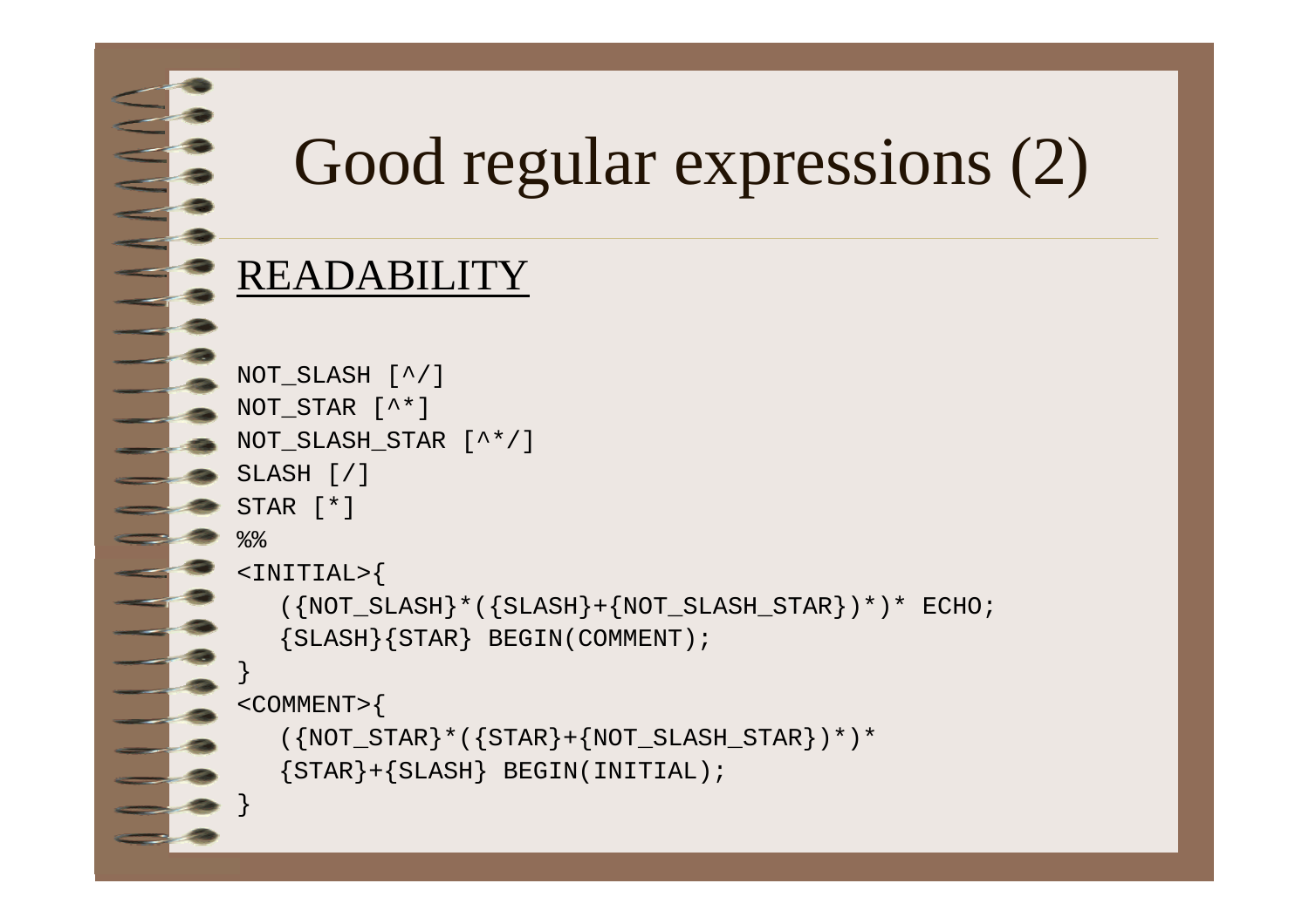# Good regular expressions (2)

## READABILITY

```
NOT_SLASH [^/]
NOT_STAR [^*]
NOT_SLASH_STAR [^*/]
SLASH [/]
STAR [*]
%%
<INITIAL>{
   ({NOT_SLASH}*({SLASH}+{NOT_SLASH_STAR})*)* ECHO;
   {SLASH}{STAR} BEGIN(COMMENT);
}
<COMMENT>{
   ({NOT_STAR}*({STAR}+{NOT_SLASH_STAR})*)*
   {STAR}+{SLASH} BEGIN(INITIAL);
}
```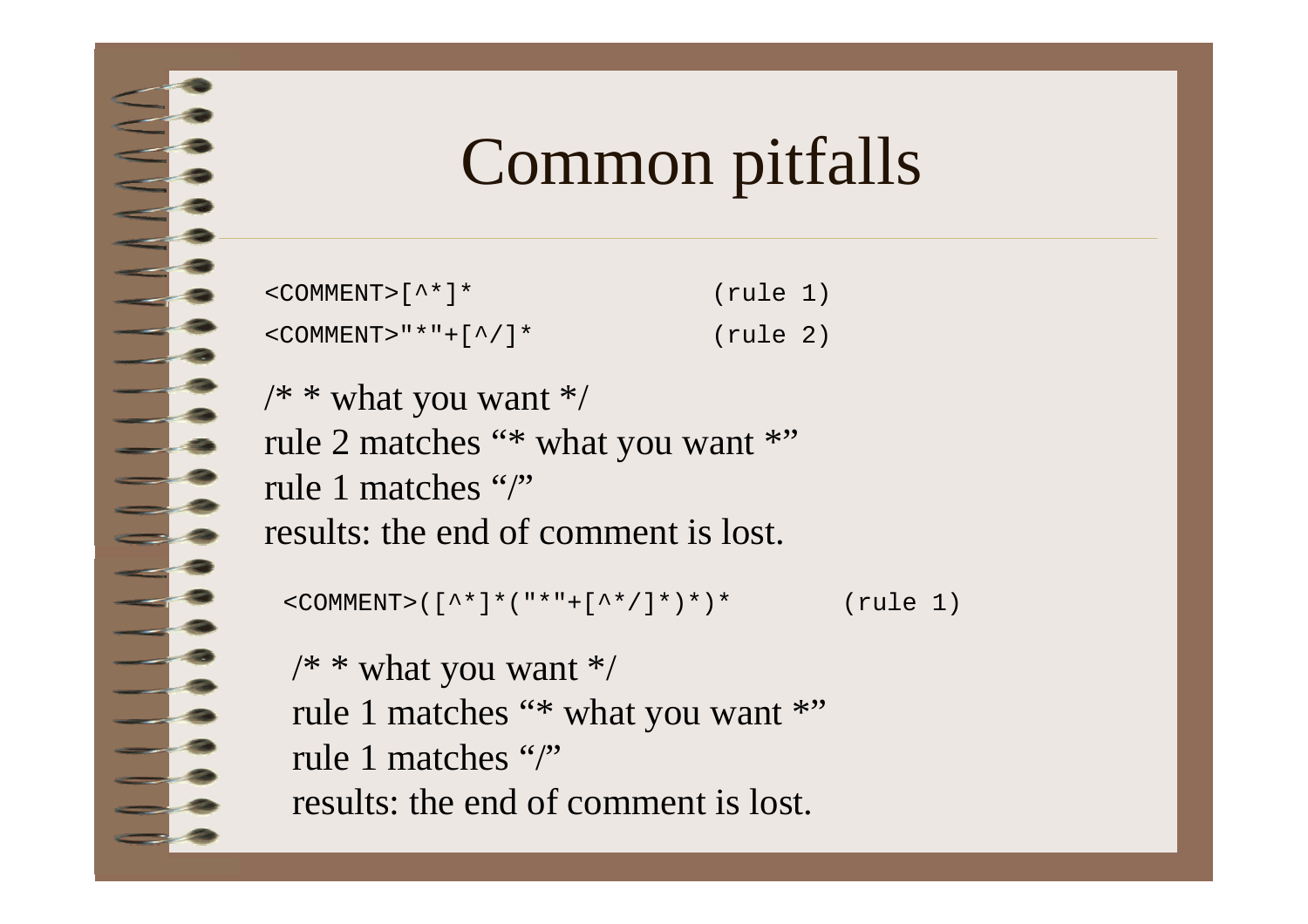# Common pitfalls

```
<COMMENT>[^*]*                 (rule 1)
<COMMENT>"*"+[^/]*             (rule 2)
```

/* * what you want */
rule 2 matches "* what you want *"
rule 1 matches "/"
results: the end of comment is lost.

```
<COMMENT>([^*]*("*"+[^*/]*)*)*        (rule 1)
```

/* * what you want */
rule 1 matches "* what you want *"
rule 1 matches "/"
results: the end of comment is lost.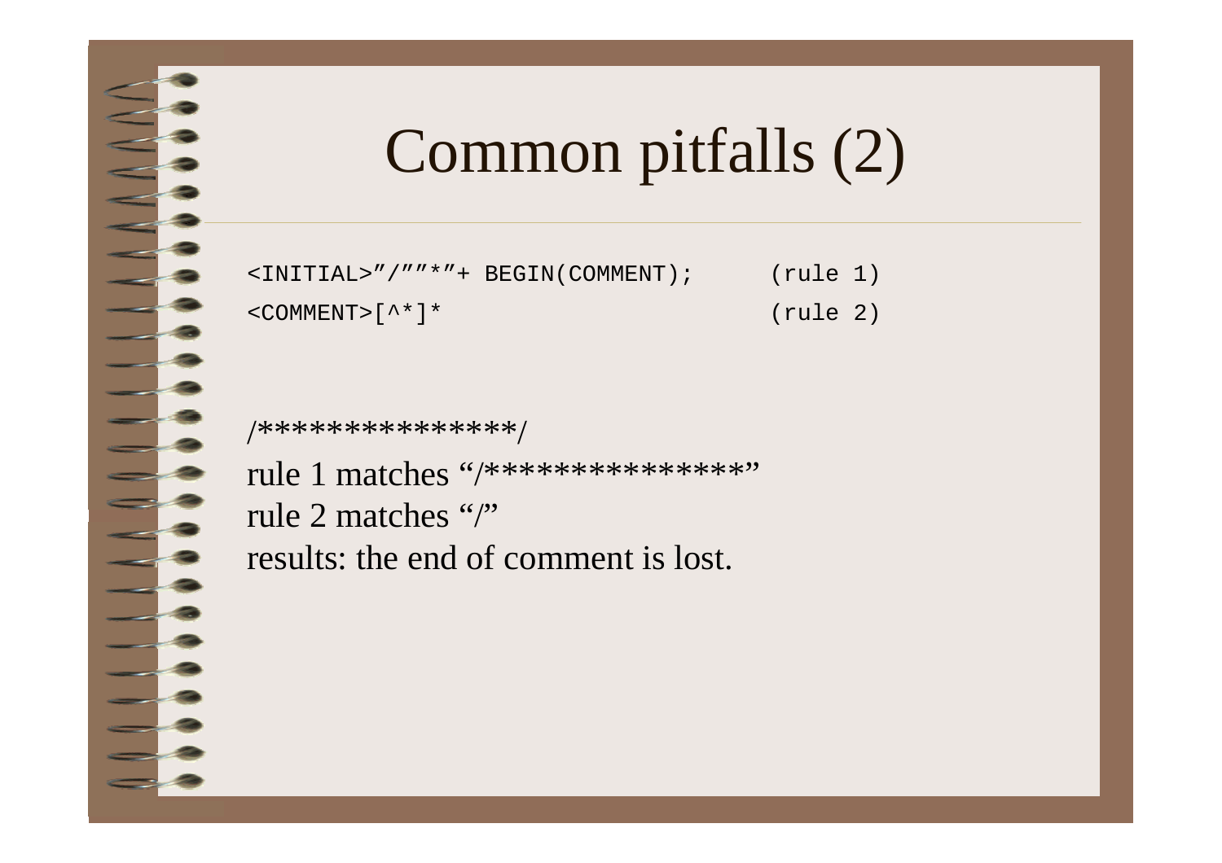# Common pitfalls (2)

```
<INITIAL>"/""*"+ BEGIN(COMMENT);      (rule 1)
<COMMENT>[^*]*                        (rule 2)
```

/***************/

rule 1 matches "/***************"

rule 2 matches "/"

results: the end of comment is lost.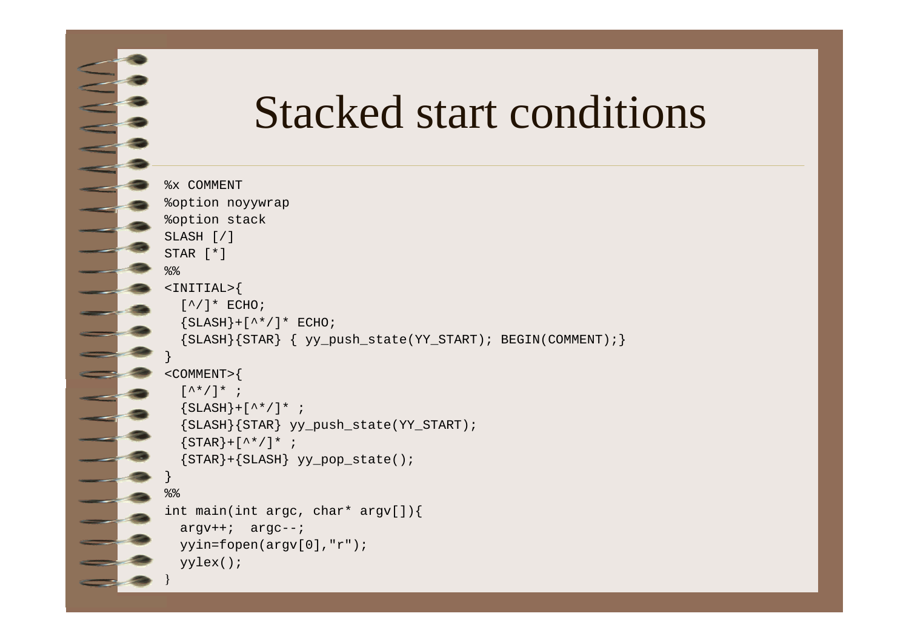# Stacked start conditions

```
%x COMMENT
%option noyywrap
%option stack
SLASH [/]
STAR [*]
%%
<INITIAL>{
  [^/]* ECHO;
  {SLASH}+[^*/]* ECHO;
  {SLASH}{STAR} { yy_push_state(YY_START); BEGIN(COMMENT);}
}
<COMMENT>{
  [^*/]* ;
  {SLASH}+[^*/]* ;
  {SLASH}{STAR} yy_push_state(YY_START);
  {STAR}+[^*/]* ;
  {STAR}+{SLASH} yy_pop_state();
}
%%
int main(int argc, char* argv[]){
  argv++;  argc--;
  yyin=fopen(argv[0],"r");
  yylex();
}
```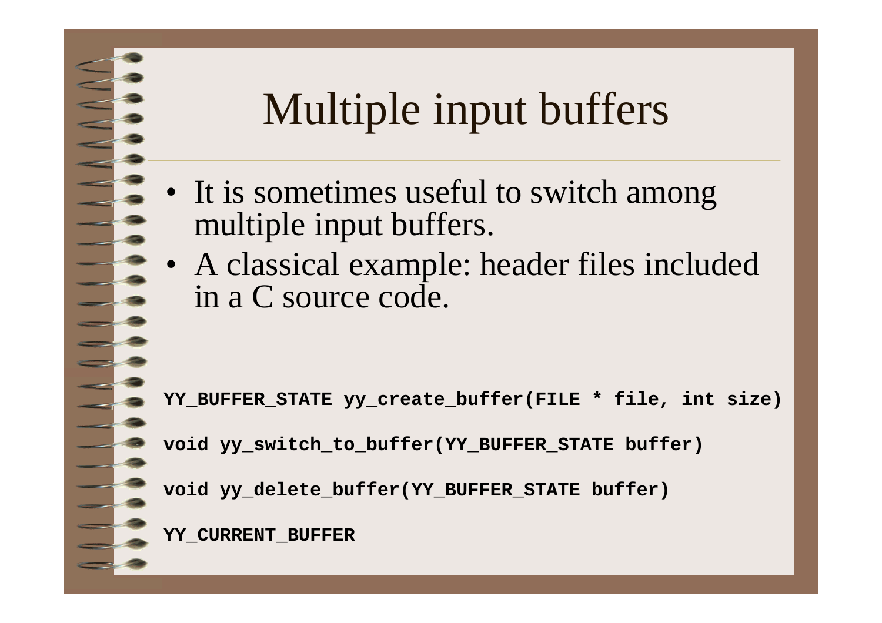# Multiple input buffers

- It is sometimes useful to switch among multiple input buffers.
- A classical example: header files included in a C source code.

```
YY_BUFFER_STATE yy_create_buffer(FILE * file, int size)

void yy_switch_to_buffer(YY_BUFFER_STATE buffer)

void yy_delete_buffer(YY_BUFFER_STATE buffer)

YY_CURRENT_BUFFER
```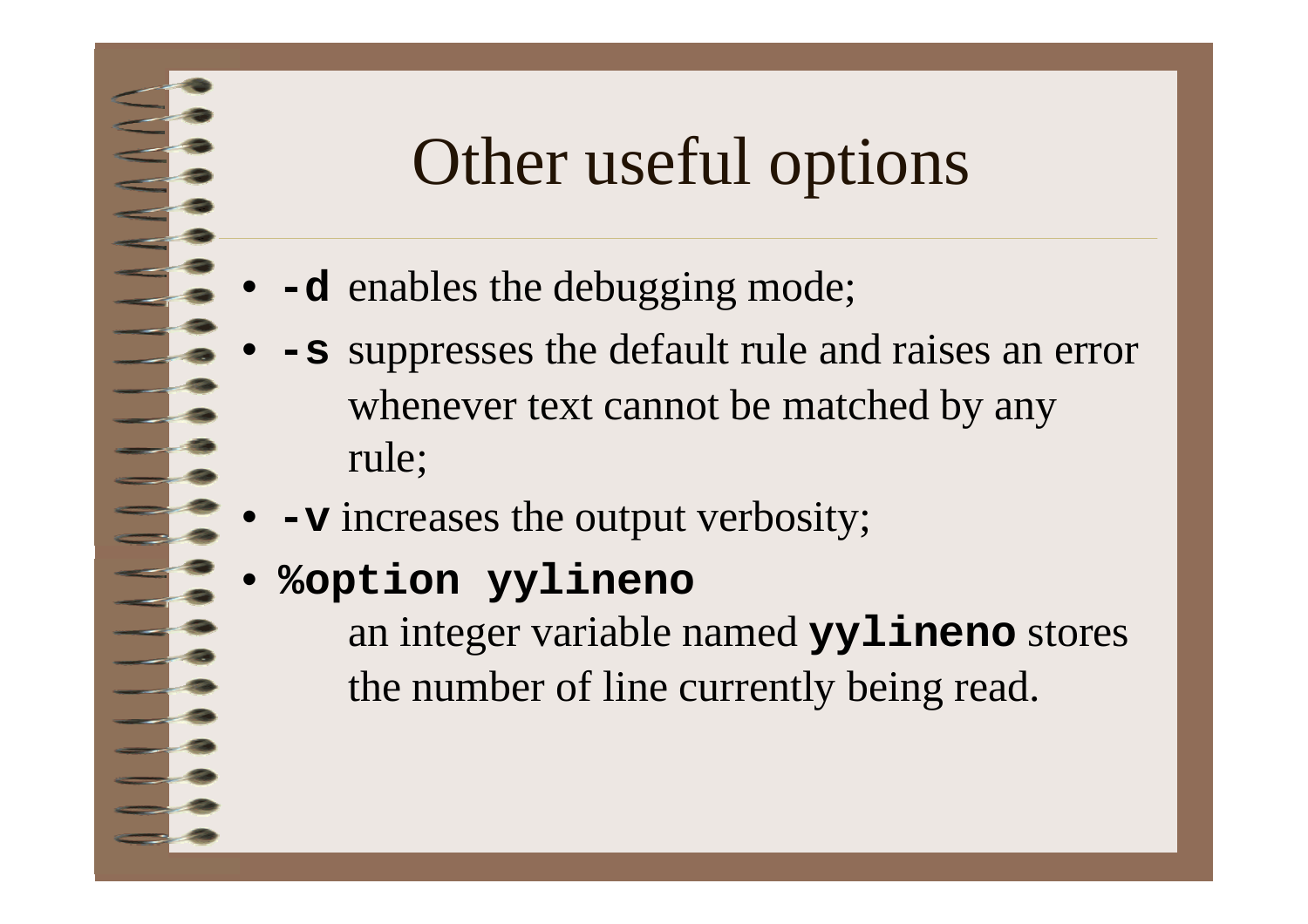# Other useful options

- **`-d`** enables the debugging mode;
- **`-s`** suppresses the default rule and raises an error whenever text cannot be matched by any rule;
- **`-v`** increases the output verbosity;
- **`%option yylineno`**

  an integer variable named **`yylineno`** stores the number of line currently being read.